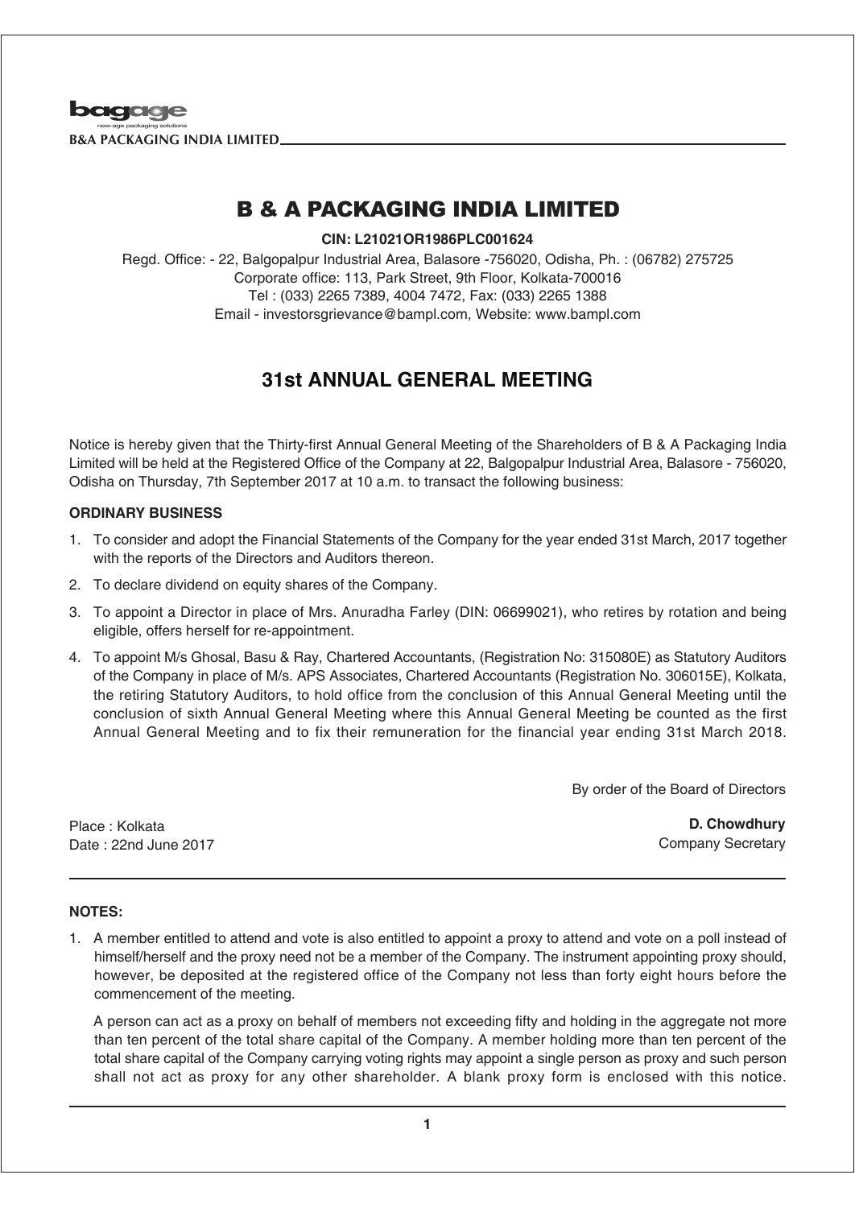# B & A PACKAGING INDIA LIMITED

**CIN: L21021OR1986PLC001624**

Regd. Office: - 22, Balgopalpur Industrial Area, Balasore -756020, Odisha, Ph. : (06782) 275725
Corporate office: 113, Park Street, 9th Floor, Kolkata-700016
Tel : (033) 2265 7389, 4004 7472, Fax: (033) 2265 1388
Email - investorsgrievance@bampl.com, Website: www.bampl.com

## 31st ANNUAL GENERAL MEETING

Notice is hereby given that the Thirty-first Annual General Meeting of the Shareholders of B & A Packaging India Limited will be held at the Registered Office of the Company at 22, Balgopalpur Industrial Area, Balasore - 756020, Odisha on Thursday, 7th September 2017 at 10 a.m. to transact the following business:

**ORDINARY BUSINESS**

1. To consider and adopt the Financial Statements of the Company for the year ended 31st March, 2017 together with the reports of the Directors and Auditors thereon.
2. To declare dividend on equity shares of the Company.
3. To appoint a Director in place of Mrs. Anuradha Farley (DIN: 06699021), who retires by rotation and being eligible, offers herself for re-appointment.
4. To appoint M/s Ghosal, Basu & Ray, Chartered Accountants, (Registration No: 315080E) as Statutory Auditors of the Company in place of M/s. APS Associates, Chartered Accountants (Registration No. 306015E), Kolkata, the retiring Statutory Auditors, to hold office from the conclusion of this Annual General Meeting until the conclusion of sixth Annual General Meeting where this Annual General Meeting be counted as the first Annual General Meeting and to fix their remuneration for the financial year ending 31st March 2018.

By order of the Board of Directors

Place : Kolkata
Date : 22nd June 2017

**D. Chowdhury**
Company Secretary

**NOTES:**

1. A member entitled to attend and vote is also entitled to appoint a proxy to attend and vote on a poll instead of himself/herself and the proxy need not be a member of the Company. The instrument appointing proxy should, however, be deposited at the registered office of the Company not less than forty eight hours before the commencement of the meeting.

   A person can act as a proxy on behalf of members not exceeding fifty and holding in the aggregate not more than ten percent of the total share capital of the Company. A member holding more than ten percent of the total share capital of the Company carrying voting rights may appoint a single person as proxy and such person shall not act as proxy for any other shareholder. A blank proxy form is enclosed with this notice.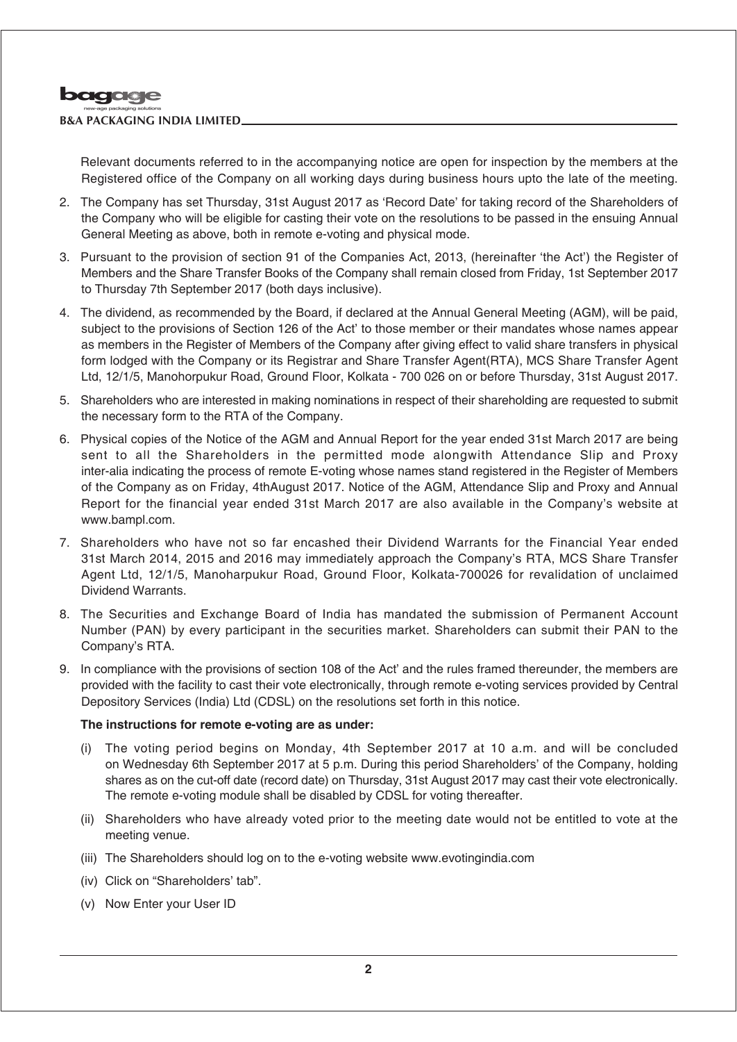Relevant documents referred to in the accompanying notice are open for inspection by the members at the Registered office of the Company on all working days during business hours upto the late of the meeting.

2. The Company has set Thursday, 31st August 2017 as 'Record Date' for taking record of the Shareholders of the Company who will be eligible for casting their vote on the resolutions to be passed in the ensuing Annual General Meeting as above, both in remote e-voting and physical mode.

3. Pursuant to the provision of section 91 of the Companies Act, 2013, (hereinafter 'the Act') the Register of Members and the Share Transfer Books of the Company shall remain closed from Friday, 1st September 2017 to Thursday 7th September 2017 (both days inclusive).

4. The dividend, as recommended by the Board, if declared at the Annual General Meeting (AGM), will be paid, subject to the provisions of Section 126 of the Act' to those member or their mandates whose names appear as members in the Register of Members of the Company after giving effect to valid share transfers in physical form lodged with the Company or its Registrar and Share Transfer Agent(RTA), MCS Share Transfer Agent Ltd, 12/1/5, Manohorpukur Road, Ground Floor, Kolkata - 700 026 on or before Thursday, 31st August 2017.

5. Shareholders who are interested in making nominations in respect of their shareholding are requested to submit the necessary form to the RTA of the Company.

6. Physical copies of the Notice of the AGM and Annual Report for the year ended 31st March 2017 are being sent to all the Shareholders in the permitted mode alongwith Attendance Slip and Proxy inter-alia indicating the process of remote E-voting whose names stand registered in the Register of Members of the Company as on Friday, 4thAugust 2017. Notice of the AGM, Attendance Slip and Proxy and Annual Report for the financial year ended 31st March 2017 are also available in the Company's website at www.bampl.com.

7. Shareholders who have not so far encashed their Dividend Warrants for the Financial Year ended 31st March 2014, 2015 and 2016 may immediately approach the Company's RTA, MCS Share Transfer Agent Ltd, 12/1/5, Manoharpukur Road, Ground Floor, Kolkata-700026 for revalidation of unclaimed Dividend Warrants.

8. The Securities and Exchange Board of India has mandated the submission of Permanent Account Number (PAN) by every participant in the securities market. Shareholders can submit their PAN to the Company's RTA.

9. In compliance with the provisions of section 108 of the Act' and the rules framed thereunder, the members are provided with the facility to cast their vote electronically, through remote e-voting services provided by Central Depository Services (India) Ltd (CDSL) on the resolutions set forth in this notice.

   **The instructions for remote e-voting are as under:**

   (i) The voting period begins on Monday, 4th September 2017 at 10 a.m. and will be concluded on Wednesday 6th September 2017 at 5 p.m. During this period Shareholders' of the Company, holding shares as on the cut-off date (record date) on Thursday, 31st August 2017 may cast their vote electronically. The remote e-voting module shall be disabled by CDSL for voting thereafter.

   (ii) Shareholders who have already voted prior to the meeting date would not be entitled to vote at the meeting venue.

   (iii) The Shareholders should log on to the e-voting website www.evotingindia.com

   (iv) Click on "Shareholders' tab".

   (v) Now Enter your User ID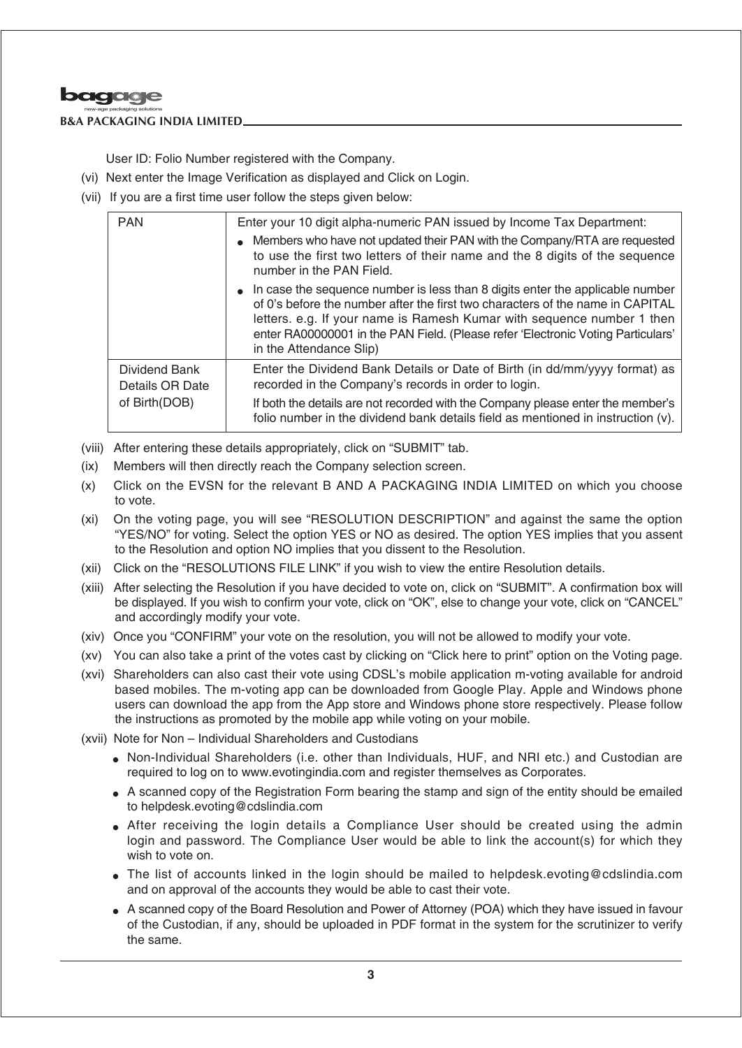User ID: Folio Number registered with the Company.

(vi) Next enter the Image Verification as displayed and Click on Login.

(vii) If you are a first time user follow the steps given below:

| | |
|---|---|
| PAN | Enter your 10 digit alpha-numeric PAN issued by Income Tax Department:<br>• Members who have not updated their PAN with the Company/RTA are requested to use the first two letters of their name and the 8 digits of the sequence number in the PAN Field.<br>• In case the sequence number is less than 8 digits enter the applicable number of 0's before the number after the first two characters of the name in CAPITAL letters. e.g. If your name is Ramesh Kumar with sequence number 1 then enter RA00000001 in the PAN Field. (Please refer 'Electronic Voting Particulars' in the Attendance Slip) |
| Dividend Bank Details OR Date of Birth(DOB) | Enter the Dividend Bank Details or Date of Birth (in dd/mm/yyyy format) as recorded in the Company's records in order to login.<br>If both the details are not recorded with the Company please enter the member's folio number in the dividend bank details field as mentioned in instruction (v). |

(viii) After entering these details appropriately, click on "SUBMIT" tab.

(ix) Members will then directly reach the Company selection screen.

(x) Click on the EVSN for the relevant B AND A PACKAGING INDIA LIMITED on which you choose to vote.

(xi) On the voting page, you will see "RESOLUTION DESCRIPTION" and against the same the option "YES/NO" for voting. Select the option YES or NO as desired. The option YES implies that you assent to the Resolution and option NO implies that you dissent to the Resolution.

(xii) Click on the "RESOLUTIONS FILE LINK" if you wish to view the entire Resolution details.

(xiii) After selecting the Resolution if you have decided to vote on, click on "SUBMIT". A confirmation box will be displayed. If you wish to confirm your vote, click on "OK", else to change your vote, click on "CANCEL" and accordingly modify your vote.

(xiv) Once you "CONFIRM" your vote on the resolution, you will not be allowed to modify your vote.

(xv) You can also take a print of the votes cast by clicking on "Click here to print" option on the Voting page.

(xvi) Shareholders can also cast their vote using CDSL's mobile application m-voting available for android based mobiles. The m-voting app can be downloaded from Google Play. Apple and Windows phone users can download the app from the App store and Windows phone store respectively. Please follow the instructions as promoted by the mobile app while voting on your mobile.

(xvii) Note for Non – Individual Shareholders and Custodians

- Non-Individual Shareholders (i.e. other than Individuals, HUF, and NRI etc.) and Custodian are required to log on to www.evotingindia.com and register themselves as Corporates.
- A scanned copy of the Registration Form bearing the stamp and sign of the entity should be emailed to helpdesk.evoting@cdslindia.com
- After receiving the login details a Compliance User should be created using the admin login and password. The Compliance User would be able to link the account(s) for which they wish to vote on.
- The list of accounts linked in the login should be mailed to helpdesk.evoting@cdslindia.com and on approval of the accounts they would be able to cast their vote.
- A scanned copy of the Board Resolution and Power of Attorney (POA) which they have issued in favour of the Custodian, if any, should be uploaded in PDF format in the system for the scrutinizer to verify the same.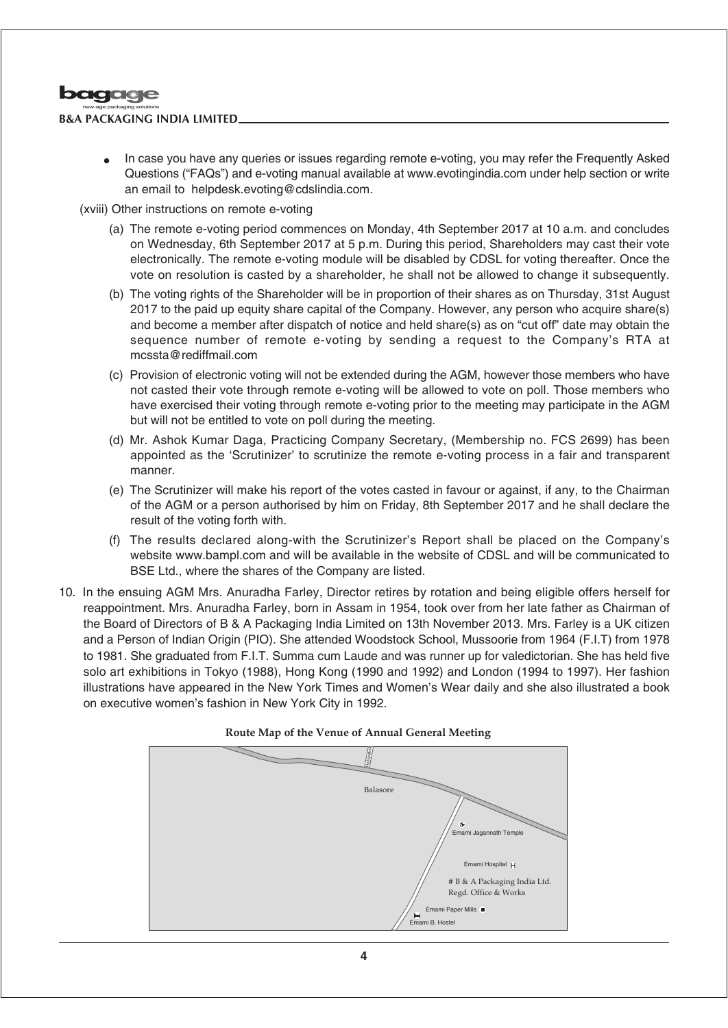- In case you have any queries or issues regarding remote e-voting, you may refer the Frequently Asked Questions ("FAQs") and e-voting manual available at www.evotingindia.com under help section or write an email to helpdesk.evoting@cdslindia.com.

(xviii) Other instructions on remote e-voting

(a) The remote e-voting period commences on Monday, 4th September 2017 at 10 a.m. and concludes on Wednesday, 6th September 2017 at 5 p.m. During this period, Shareholders may cast their vote electronically. The remote e-voting module will be disabled by CDSL for voting thereafter. Once the vote on resolution is casted by a shareholder, he shall not be allowed to change it subsequently.

(b) The voting rights of the Shareholder will be in proportion of their shares as on Thursday, 31st August 2017 to the paid up equity share capital of the Company. However, any person who acquire share(s) and become a member after dispatch of notice and held share(s) as on "cut off" date may obtain the sequence number of remote e-voting by sending a request to the Company's RTA at mcssta@rediffmail.com

(c) Provision of electronic voting will not be extended during the AGM, however those members who have not casted their vote through remote e-voting will be allowed to vote on poll. Those members who have exercised their voting through remote e-voting prior to the meeting may participate in the AGM but will not be entitled to vote on poll during the meeting.

(d) Mr. Ashok Kumar Daga, Practicing Company Secretary, (Membership no. FCS 2699) has been appointed as the 'Scrutinizer' to scrutinize the remote e-voting process in a fair and transparent manner.

(e) The Scrutinizer will make his report of the votes casted in favour or against, if any, to the Chairman of the AGM or a person authorised by him on Friday, 8th September 2017 and he shall declare the result of the voting forth with.

(f) The results declared along-with the Scrutinizer's Report shall be placed on the Company's website www.bampl.com and will be available in the website of CDSL and will be communicated to BSE Ltd., where the shares of the Company are listed.

10. In the ensuing AGM Mrs. Anuradha Farley, Director retires by rotation and being eligible offers herself for reappointment. Mrs. Anuradha Farley, born in Assam in 1954, took over from her late father as Chairman of the Board of Directors of B & A Packaging India Limited on 13th November 2013. Mrs. Farley is a UK citizen and a Person of Indian Origin (PIO). She attended Woodstock School, Mussoorie from 1964 (F.I.T) from 1978 to 1981. She graduated from F.I.T. Summa cum Laude and was runner up for valedictorian. She has held five solo art exhibitions in Tokyo (1988), Hong Kong (1990 and 1992) and London (1994 to 1997). Her fashion illustrations have appeared in the New York Times and Women's Wear daily and she also illustrated a book on executive women's fashion in New York City in 1992.

**Route Map of the Venue of Annual General Meeting**

Balasore

Emami Jagannath Temple

Emami Hospital

# B & A Packaging India Ltd. Regd. Office & Works

Emami Paper Mills

Emami B. Hostel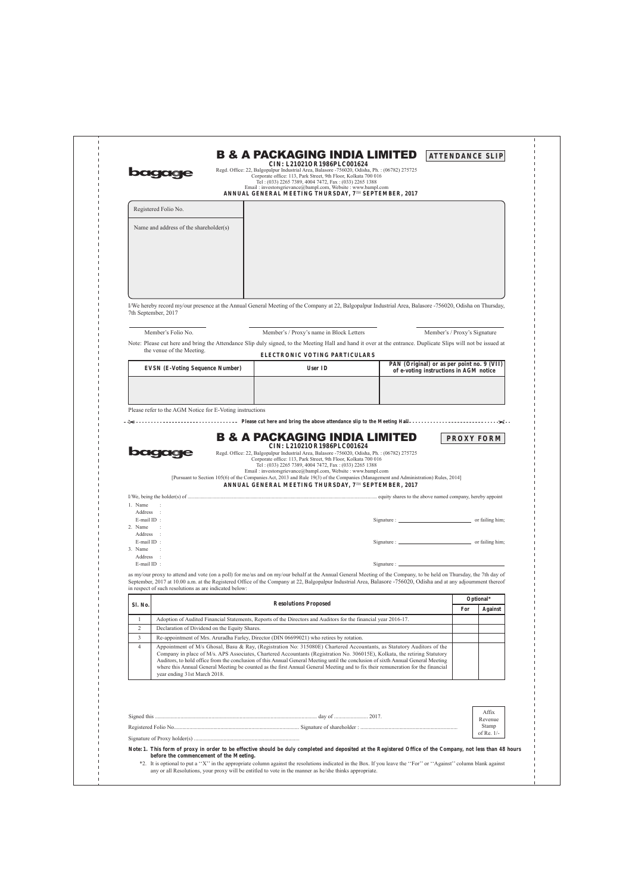bagage

# B & A PACKAGING INDIA LIMITED

**ATTENDANCE SLIP**

**CIN: L21021OR1986PLC001624**

Regd. Office: 22, Balgopalpur Industrial Area, Balasore -756020, Odisha, Ph. : (06782) 275725
Corporate office: 113, Park Street, 9th Floor, Kolkata 700 016
Tel : (033) 2265 7389, 4004 7472, Fax : (033) 2265 1388
Email : investorsgrievance@bampl.com, Website : www.bampl.com

**ANNUAL GENERAL MEETING THURSDAY, 7TH SEPTEMBER, 2017**

| | |
|---|---|
| Registered Folio No. | |
| Name and address of the shareholder(s) | |

I/We hereby record my/our presence at the Annual General Meeting of the Company at 22, Balgopalpur Industrial Area, Balasore -756020, Odisha on Thursday, 7th September, 2017

Member's Folio No. | Member's / Proxy's name in Block Letters | Member's / Proxy's Signature

Note: Please cut here and bring the Attendance Slip duly signed, to the Meeting Hall and hand it over at the entrance. Duplicate Slips will not be issued at the venue of the Meeting.

**ELECTRONIC VOTING PARTICULARS**

| EVSN (E-Voting Sequence Number) | User ID | PAN (Original) or as per point no. 9 (VII) of e-voting instructions in AGM notice |
|---|---|---|
| | | |

Please refer to the AGM Notice for E-Voting instructions

**Please cut here and bring the above attendance slip to the Meeting Hall**

bagage

# B & A PACKAGING INDIA LIMITED

**PROXY FORM**

**CIN: L21021OR1986PLC001624**

Regd. Office: 22, Balgopalpur Industrial Area, Balasore -756020, Odisha, Ph. : (06782) 275725
Corporate office: 113, Park Street, 9th Floor, Kolkata 700 016
Tel : (033) 2265 7389, 4004 7472, Fax : (033) 2265 1388
Email : investorsgrievance@bampl.com, Website : www.bampl.com

[Pursuant to Section 105(6) of the Companies Act, 2013 and Rule 19(3) of the Companies (Management and Administration) Rules, 2014]

**ANNUAL GENERAL MEETING THURSDAY, 7TH SEPTEMBER, 2017**

I/We, being the holder(s) of ........................................................ equity shares to the above named company, hereby appoint

1. Name :
   Address :
   E-mail ID : Signature : ______________ or failing him;
2. Name :
   Address :
   E-mail ID : Signature : ______________ or failing him;
3. Name :
   Address :
   E-mail ID : Signature : ______________

as my/our proxy to attend and vote (on a poll) for me/us and on my/our behalf at the Annual General Meeting of the Company, to be held on Thursday, the 7th day of September, 2017 at 10.00 a.m. at the Registered Office of the Company at 22, Balgopalpur Industrial Area, Balasore -756020, Odisha and at any adjournment thereof in respect of such resolutions as are indicated below:

| Sl. No. | Resolutions Proposed | Optional* | |
|---|---|---|---|
| | | For | Against |
| 1 | Adoption of Audited Financial Statements, Reports of the Directors and Auditors for the financial year 2016-17. | | |
| 2 | Declaration of Dividend on the Equity Shares. | | |
| 3 | Re-appointment of Mrs. Aruradha Farley, Director (DIN 06699021) who retires by rotation. | | |
| 4 | Appointment of M/s Ghosal, Basu & Ray, (Registration No: 315080E) Chartered Accountants, as Statutory Auditors of the Company in place of M/s. APS Associates, Chartered Accountants (Registration No. 306015E), Kolkata, the retiring Statutory Auditors, to hold office from the conclusion of this Annual General Meeting until the conclusion of sixth Annual General Meeting where this Annual General Meeting be counted as the first Annual General Meeting and to fix their remuneration for the financial year ending 31st March 2018. | | |

Signed this ........................................................ day of ........................ 2017.

Registered Folio No.................................................. Signature of shareholder : ..................................................

Signature of Proxy holder(s) ..................................................

Affix Revenue Stamp of Re. 1/-

**Note: 1. This form of proxy in order to be effective should be duly completed and deposited at the Registered Office of the Company, not less than 48 hours before the commencement of the Meeting.**

*2. It is optional to put a ''X'' in the appropriate column against the resolutions indicated in the Box. If you leave the ''For'' or ''Against'' column blank against any or all Resolutions, your proxy will be entitled to vote in the manner as he/she thinks appropriate.